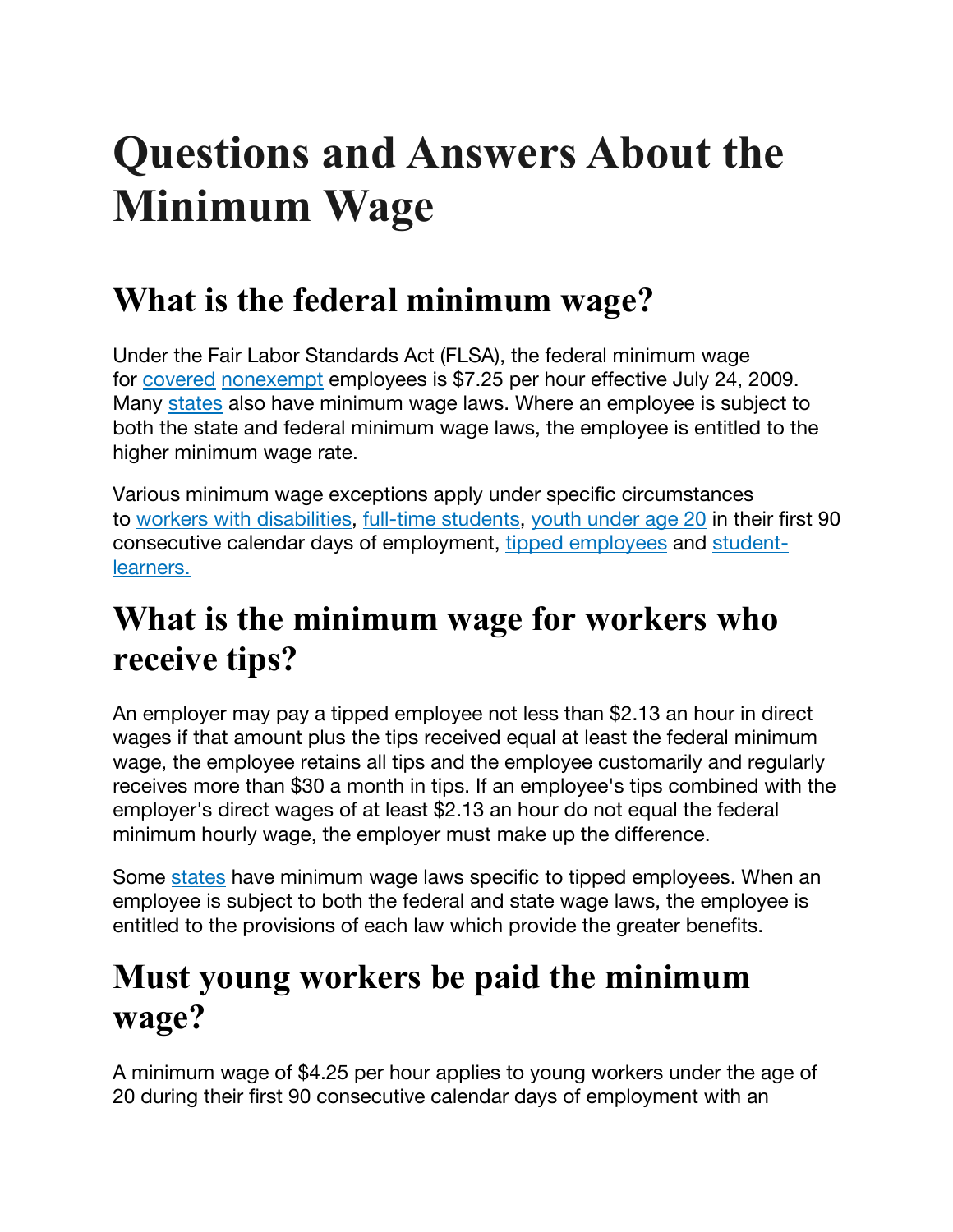# Questions and Answers About the Minimum Wage

## What is the federal minimum wage?

Under the Fair Labor Standards Act (FLSA), the federal minimum wage for covered nonexempt employees is $7.25 per hour effective July 24, 2009. Many states also have minimum wage laws. Where an employee is subject to both the state and federal minimum wage laws, the employee is entitled to the higher minimum wage rate.

Various minimum wage exceptions apply under specific circumstances to workers with disabilities, full-time students, youth under age 20 in their first 90 consecutive calendar days of employment, tipped employees and student-learners.

## What is the minimum wage for workers who receive tips?

An employer may pay a tipped employee not less than $2.13 an hour in direct wages if that amount plus the tips received equal at least the federal minimum wage, the employee retains all tips and the employee customarily and regularly receives more than $30 a month in tips. If an employee's tips combined with the employer's direct wages of at least $2.13 an hour do not equal the federal minimum hourly wage, the employer must make up the difference.

Some states have minimum wage laws specific to tipped employees. When an employee is subject to both the federal and state wage laws, the employee is entitled to the provisions of each law which provide the greater benefits.

## Must young workers be paid the minimum wage?

A minimum wage of $4.25 per hour applies to young workers under the age of 20 during their first 90 consecutive calendar days of employment with an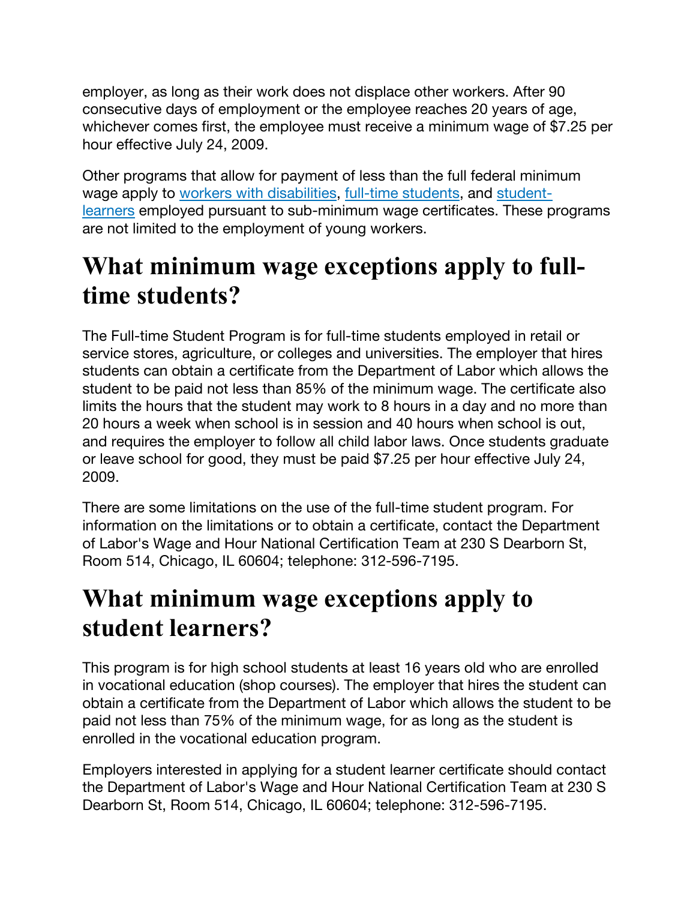employer, as long as their work does not displace other workers. After 90 consecutive days of employment or the employee reaches 20 years of age, whichever comes first, the employee must receive a minimum wage of $7.25 per hour effective July 24, 2009.

Other programs that allow for payment of less than the full federal minimum wage apply to workers with disabilities, full-time students, and student-learners employed pursuant to sub-minimum wage certificates. These programs are not limited to the employment of young workers.

# What minimum wage exceptions apply to full-time students?

The Full-time Student Program is for full-time students employed in retail or service stores, agriculture, or colleges and universities. The employer that hires students can obtain a certificate from the Department of Labor which allows the student to be paid not less than 85% of the minimum wage. The certificate also limits the hours that the student may work to 8 hours in a day and no more than 20 hours a week when school is in session and 40 hours when school is out, and requires the employer to follow all child labor laws. Once students graduate or leave school for good, they must be paid $7.25 per hour effective July 24, 2009.

There are some limitations on the use of the full-time student program. For information on the limitations or to obtain a certificate, contact the Department of Labor's Wage and Hour National Certification Team at 230 S Dearborn St, Room 514, Chicago, IL 60604; telephone: 312-596-7195.

# What minimum wage exceptions apply to student learners?

This program is for high school students at least 16 years old who are enrolled in vocational education (shop courses). The employer that hires the student can obtain a certificate from the Department of Labor which allows the student to be paid not less than 75% of the minimum wage, for as long as the student is enrolled in the vocational education program.

Employers interested in applying for a student learner certificate should contact the Department of Labor's Wage and Hour National Certification Team at 230 S Dearborn St, Room 514, Chicago, IL 60604; telephone: 312-596-7195.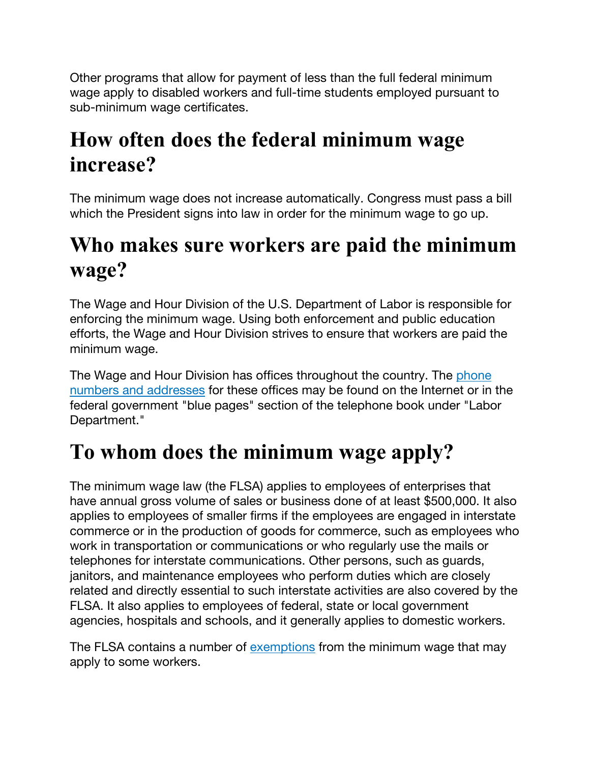Other programs that allow for payment of less than the full federal minimum wage apply to disabled workers and full-time students employed pursuant to sub-minimum wage certificates.

# How often does the federal minimum wage increase?

The minimum wage does not increase automatically. Congress must pass a bill which the President signs into law in order for the minimum wage to go up.

# Who makes sure workers are paid the minimum wage?

The Wage and Hour Division of the U.S. Department of Labor is responsible for enforcing the minimum wage. Using both enforcement and public education efforts, the Wage and Hour Division strives to ensure that workers are paid the minimum wage.

The Wage and Hour Division has offices throughout the country. The phone numbers and addresses for these offices may be found on the Internet or in the federal government "blue pages" section of the telephone book under "Labor Department."

# To whom does the minimum wage apply?

The minimum wage law (the FLSA) applies to employees of enterprises that have annual gross volume of sales or business done of at least $500,000. It also applies to employees of smaller firms if the employees are engaged in interstate commerce or in the production of goods for commerce, such as employees who work in transportation or communications or who regularly use the mails or telephones for interstate communications. Other persons, such as guards, janitors, and maintenance employees who perform duties which are closely related and directly essential to such interstate activities are also covered by the FLSA. It also applies to employees of federal, state or local government agencies, hospitals and schools, and it generally applies to domestic workers.

The FLSA contains a number of exemptions from the minimum wage that may apply to some workers.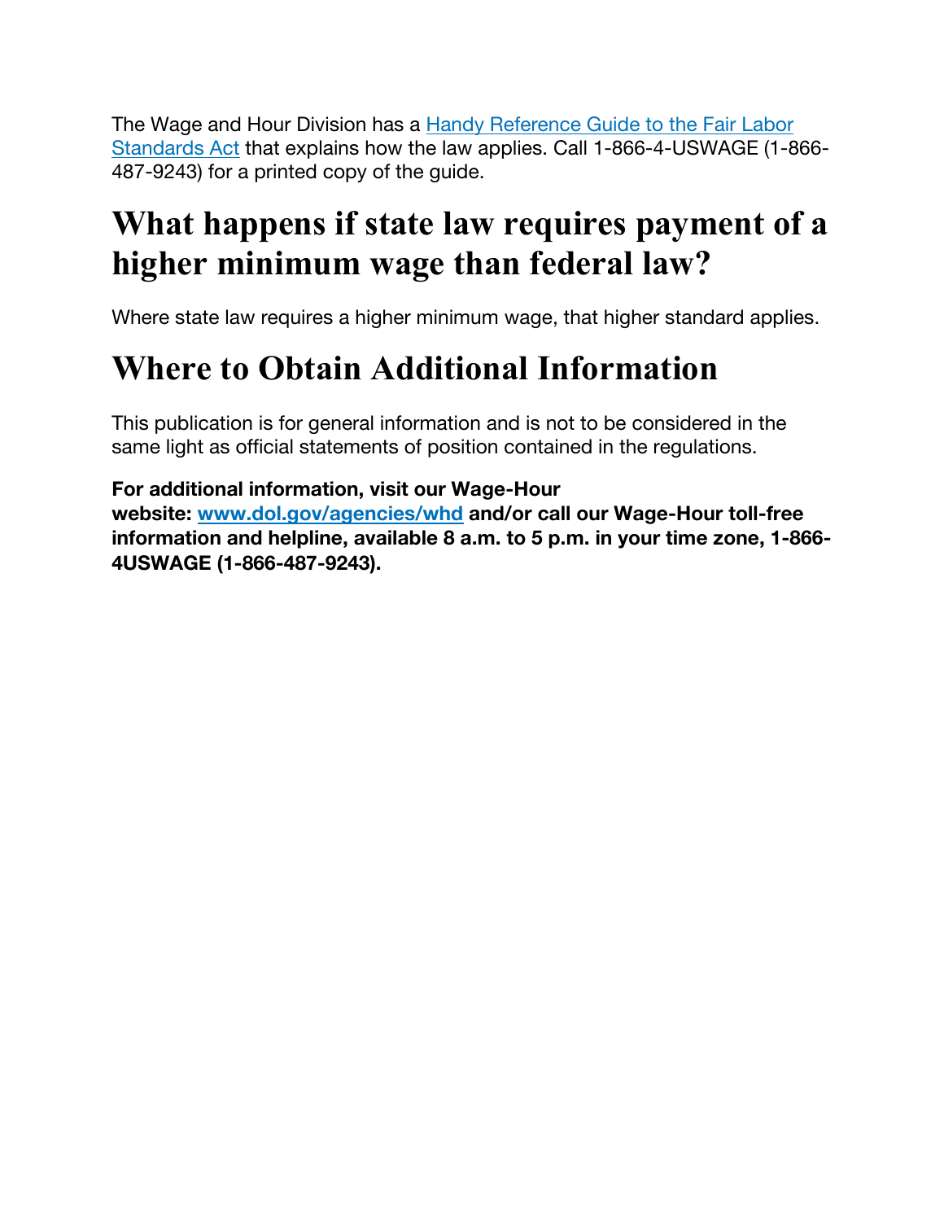The Wage and Hour Division has a [Handy Reference Guide to the Fair Labor Standards Act](#) that explains how the law applies. Call 1-866-4-USWAGE (1-866-487-9243) for a printed copy of the guide.

# What happens if state law requires payment of a higher minimum wage than federal law?

Where state law requires a higher minimum wage, that higher standard applies.

# Where to Obtain Additional Information

This publication is for general information and is not to be considered in the same light as official statements of position contained in the regulations.

**For additional information, visit our Wage-Hour website: [www.dol.gov/agencies/whd](http://www.dol.gov/agencies/whd) and/or call our Wage-Hour toll-free information and helpline, available 8 a.m. to 5 p.m. in your time zone, 1-866-4USWAGE (1-866-487-9243).**